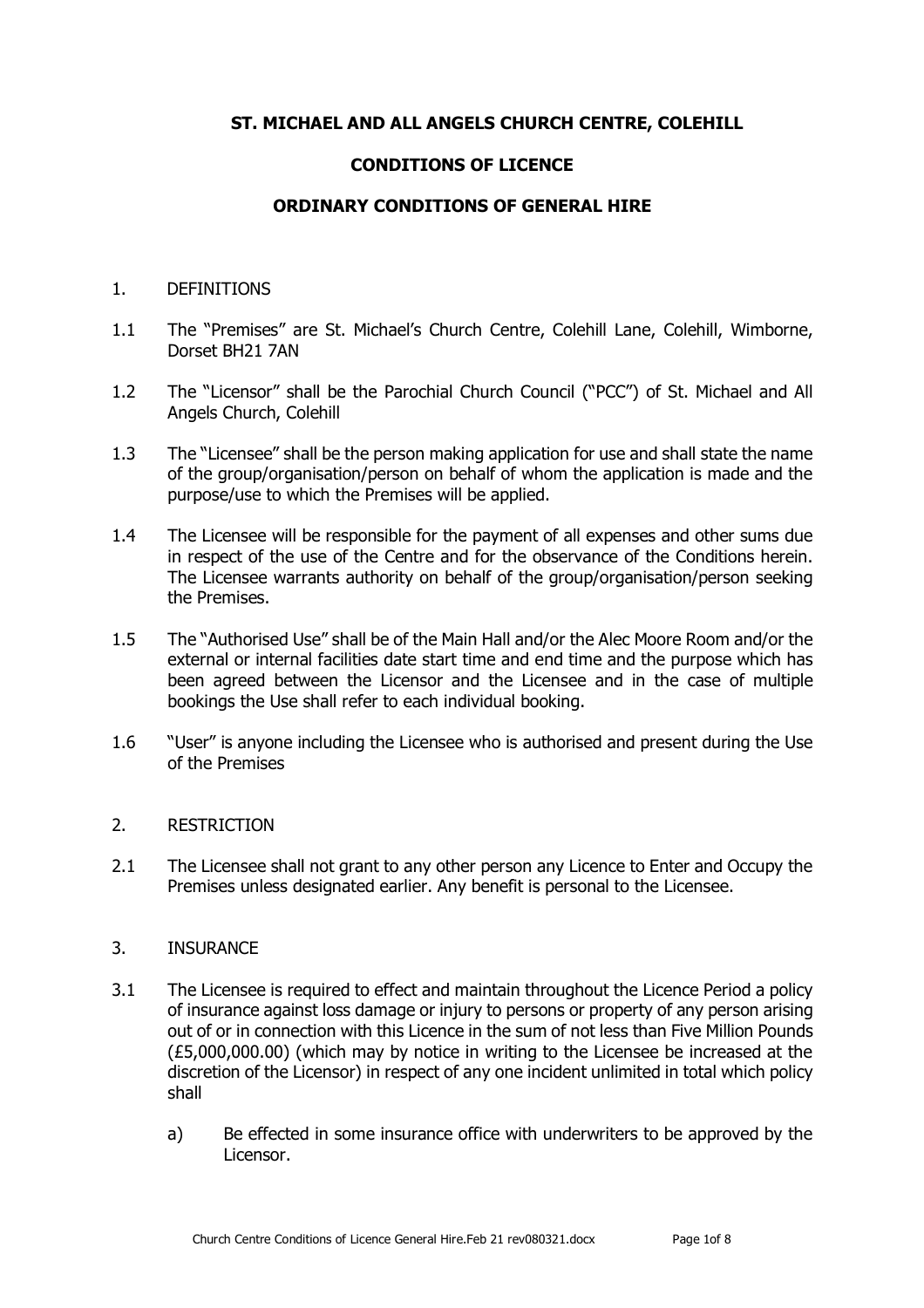**ST. MICHAEL AND ALL ANGELS CHURCH CENTRE, COLEHILL**

**CONDITIONS OF LICENCE**

**ORDINARY CONDITIONS OF GENERAL HIRE**

1. DEFINITIONS

1.1 The "Premises" are St. Michael's Church Centre, Colehill Lane, Colehill, Wimborne, Dorset BH21 7AN

1.2 The "Licensor" shall be the Parochial Church Council ("PCC") of St. Michael and All Angels Church, Colehill

1.3 The "Licensee" shall be the person making application for use and shall state the name of the group/organisation/person on behalf of whom the application is made and the purpose/use to which the Premises will be applied.

1.4 The Licensee will be responsible for the payment of all expenses and other sums due in respect of the use of the Centre and for the observance of the Conditions herein. The Licensee warrants authority on behalf of the group/organisation/person seeking the Premises.

1.5 The "Authorised Use" shall be of the Main Hall and/or the Alec Moore Room and/or the external or internal facilities date start time and end time and the purpose which has been agreed between the Licensor and the Licensee and in the case of multiple bookings the Use shall refer to each individual booking.

1.6 "User" is anyone including the Licensee who is authorised and present during the Use of the Premises

2. RESTRICTION

2.1 The Licensee shall not grant to any other person any Licence to Enter and Occupy the Premises unless designated earlier. Any benefit is personal to the Licensee.

3. INSURANCE

3.1 The Licensee is required to effect and maintain throughout the Licence Period a policy of insurance against loss damage or injury to persons or property of any person arising out of or in connection with this Licence in the sum of not less than Five Million Pounds (£5,000,000.00) (which may by notice in writing to the Licensee be increased at the discretion of the Licensor) in respect of any one incident unlimited in total which policy shall

   a) Be effected in some insurance office with underwriters to be approved by the Licensor.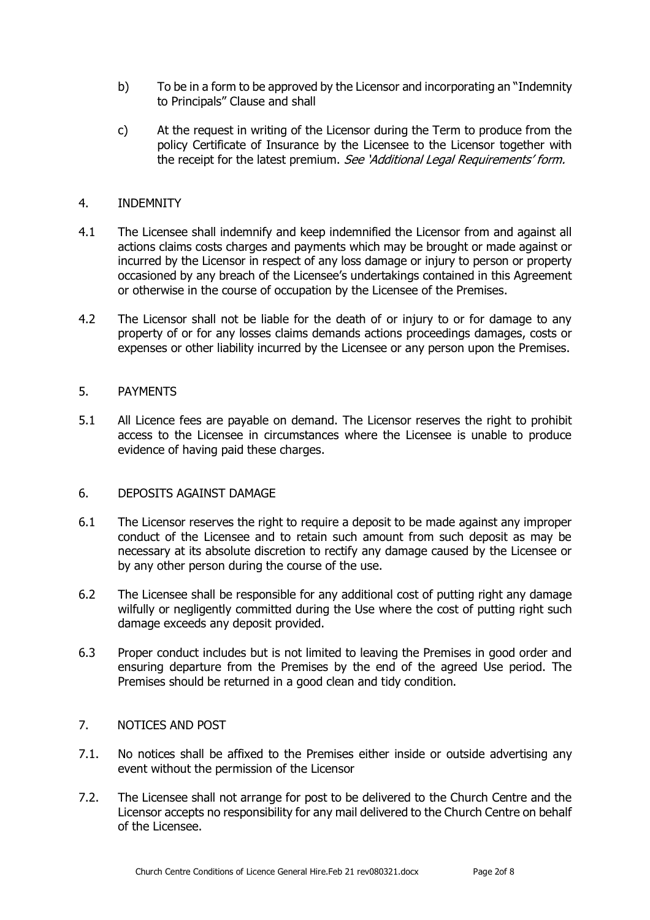b) To be in a form to be approved by the Licensor and incorporating an "Indemnity to Principals" Clause and shall

c) At the request in writing of the Licensor during the Term to produce from the policy Certificate of Insurance by the Licensee to the Licensor together with the receipt for the latest premium. *See 'Additional Legal Requirements' form.*

## 4. INDEMNITY

4.1 The Licensee shall indemnify and keep indemnified the Licensor from and against all actions claims costs charges and payments which may be brought or made against or incurred by the Licensor in respect of any loss damage or injury to person or property occasioned by any breach of the Licensee's undertakings contained in this Agreement or otherwise in the course of occupation by the Licensee of the Premises.

4.2 The Licensor shall not be liable for the death of or injury to or for damage to any property of or for any losses claims demands actions proceedings damages, costs or expenses or other liability incurred by the Licensee or any person upon the Premises.

## 5. PAYMENTS

5.1 All Licence fees are payable on demand. The Licensor reserves the right to prohibit access to the Licensee in circumstances where the Licensee is unable to produce evidence of having paid these charges.

## 6. DEPOSITS AGAINST DAMAGE

6.1 The Licensor reserves the right to require a deposit to be made against any improper conduct of the Licensee and to retain such amount from such deposit as may be necessary at its absolute discretion to rectify any damage caused by the Licensee or by any other person during the course of the use.

6.2 The Licensee shall be responsible for any additional cost of putting right any damage wilfully or negligently committed during the Use where the cost of putting right such damage exceeds any deposit provided.

6.3 Proper conduct includes but is not limited to leaving the Premises in good order and ensuring departure from the Premises by the end of the agreed Use period. The Premises should be returned in a good clean and tidy condition.

## 7. NOTICES AND POST

7.1. No notices shall be affixed to the Premises either inside or outside advertising any event without the permission of the Licensor

7.2. The Licensee shall not arrange for post to be delivered to the Church Centre and the Licensor accepts no responsibility for any mail delivered to the Church Centre on behalf of the Licensee.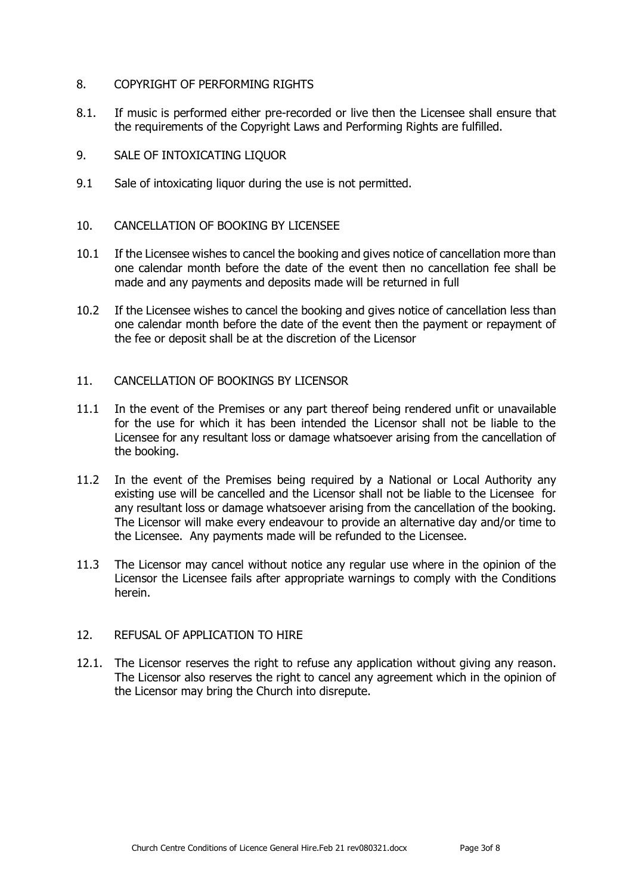## 8. COPYRIGHT OF PERFORMING RIGHTS

8.1. If music is performed either pre-recorded or live then the Licensee shall ensure that the requirements of the Copyright Laws and Performing Rights are fulfilled.

## 9. SALE OF INTOXICATING LIQUOR

9.1 Sale of intoxicating liquor during the use is not permitted.

## 10. CANCELLATION OF BOOKING BY LICENSEE

10.1 If the Licensee wishes to cancel the booking and gives notice of cancellation more than one calendar month before the date of the event then no cancellation fee shall be made and any payments and deposits made will be returned in full

10.2 If the Licensee wishes to cancel the booking and gives notice of cancellation less than one calendar month before the date of the event then the payment or repayment of the fee or deposit shall be at the discretion of the Licensor

## 11. CANCELLATION OF BOOKINGS BY LICENSOR

11.1 In the event of the Premises or any part thereof being rendered unfit or unavailable for the use for which it has been intended the Licensor shall not be liable to the Licensee for any resultant loss or damage whatsoever arising from the cancellation of the booking.

11.2 In the event of the Premises being required by a National or Local Authority any existing use will be cancelled and the Licensor shall not be liable to the Licensee for any resultant loss or damage whatsoever arising from the cancellation of the booking. The Licensor will make every endeavour to provide an alternative day and/or time to the Licensee. Any payments made will be refunded to the Licensee.

11.3 The Licensor may cancel without notice any regular use where in the opinion of the Licensor the Licensee fails after appropriate warnings to comply with the Conditions herein.

## 12. REFUSAL OF APPLICATION TO HIRE

12.1. The Licensor reserves the right to refuse any application without giving any reason. The Licensor also reserves the right to cancel any agreement which in the opinion of the Licensor may bring the Church into disrepute.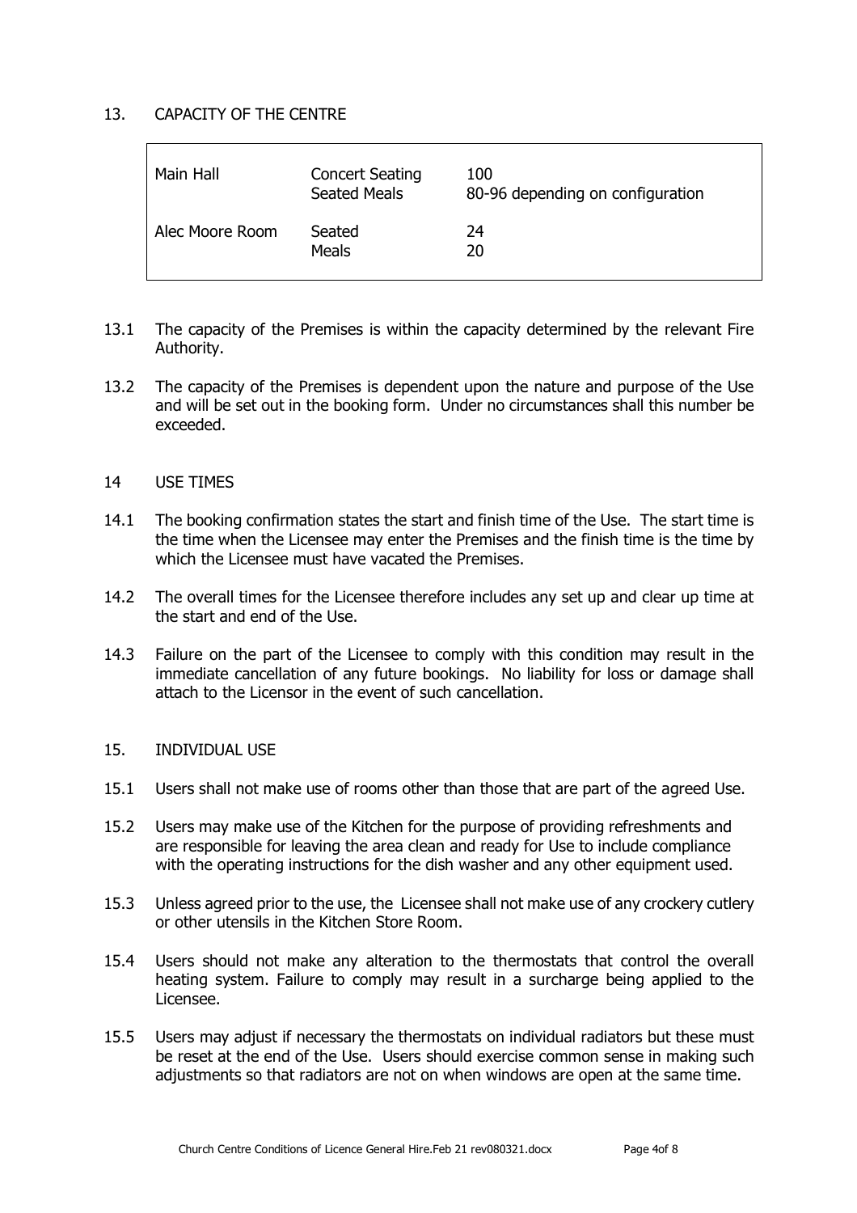## 13. CAPACITY OF THE CENTRE

| | | |
|---|---|---|
| Main Hall | Concert Seating<br>Seated Meals | 100<br>80-96 depending on configuration |
| Alec Moore Room | Seated<br>Meals | 24<br>20 |

13.1 The capacity of the Premises is within the capacity determined by the relevant Fire Authority.

13.2 The capacity of the Premises is dependent upon the nature and purpose of the Use and will be set out in the booking form. Under no circumstances shall this number be exceeded.

## 14 USE TIMES

14.1 The booking confirmation states the start and finish time of the Use. The start time is the time when the Licensee may enter the Premises and the finish time is the time by which the Licensee must have vacated the Premises.

14.2 The overall times for the Licensee therefore includes any set up and clear up time at the start and end of the Use.

14.3 Failure on the part of the Licensee to comply with this condition may result in the immediate cancellation of any future bookings. No liability for loss or damage shall attach to the Licensor in the event of such cancellation.

## 15. INDIVIDUAL USE

15.1 Users shall not make use of rooms other than those that are part of the agreed Use.

15.2 Users may make use of the Kitchen for the purpose of providing refreshments and are responsible for leaving the area clean and ready for Use to include compliance with the operating instructions for the dish washer and any other equipment used.

15.3 Unless agreed prior to the use, the Licensee shall not make use of any crockery cutlery or other utensils in the Kitchen Store Room.

15.4 Users should not make any alteration to the thermostats that control the overall heating system. Failure to comply may result in a surcharge being applied to the Licensee.

15.5 Users may adjust if necessary the thermostats on individual radiators but these must be reset at the end of the Use. Users should exercise common sense in making such adjustments so that radiators are not on when windows are open at the same time.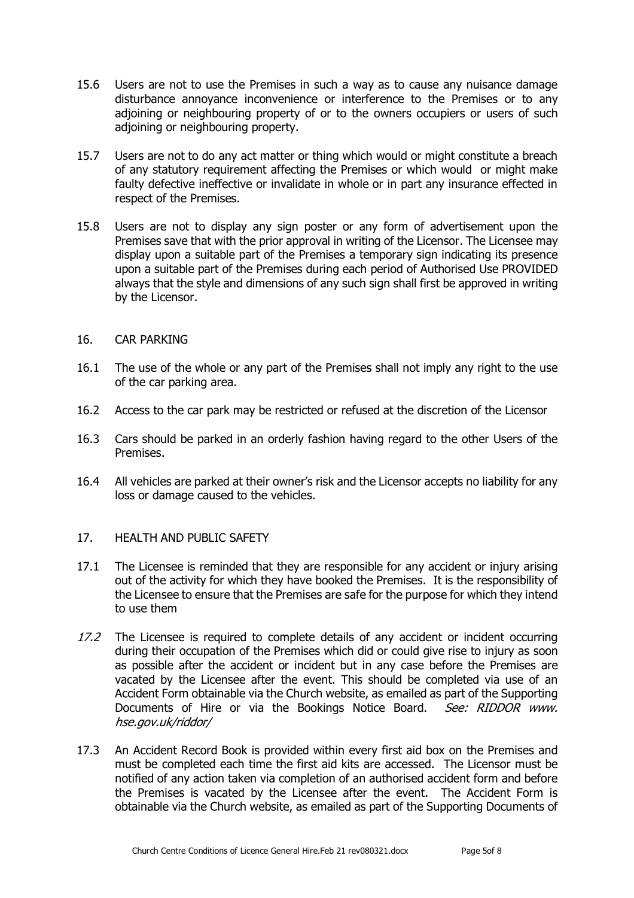15.6 Users are not to use the Premises in such a way as to cause any nuisance damage disturbance annoyance inconvenience or interference to the Premises or to any adjoining or neighbouring property of or to the owners occupiers or users of such adjoining or neighbouring property.

15.7 Users are not to do any act matter or thing which would or might constitute a breach of any statutory requirement affecting the Premises or which would or might make faulty defective ineffective or invalidate in whole or in part any insurance effected in respect of the Premises.

15.8 Users are not to display any sign poster or any form of advertisement upon the Premises save that with the prior approval in writing of the Licensor. The Licensee may display upon a suitable part of the Premises a temporary sign indicating its presence upon a suitable part of the Premises during each period of Authorised Use PROVIDED always that the style and dimensions of any such sign shall first be approved in writing by the Licensor.

16. CAR PARKING

16.1 The use of the whole or any part of the Premises shall not imply any right to the use of the car parking area.

16.2 Access to the car park may be restricted or refused at the discretion of the Licensor

16.3 Cars should be parked in an orderly fashion having regard to the other Users of the Premises.

16.4 All vehicles are parked at their owner's risk and the Licensor accepts no liability for any loss or damage caused to the vehicles.

17. HEALTH AND PUBLIC SAFETY

17.1 The Licensee is reminded that they are responsible for any accident or injury arising out of the activity for which they have booked the Premises. It is the responsibility of the Licensee to ensure that the Premises are safe for the purpose for which they intend to use them

*17.2* The Licensee is required to complete details of any accident or incident occurring during their occupation of the Premises which did or could give rise to injury as soon as possible after the accident or incident but in any case before the Premises are vacated by the Licensee after the event. This should be completed via use of an Accident Form obtainable via the Church website, as emailed as part of the Supporting Documents of Hire or via the Bookings Notice Board. *See: RIDDOR www. hse.gov.uk/riddor/*

17.3 An Accident Record Book is provided within every first aid box on the Premises and must be completed each time the first aid kits are accessed. The Licensor must be notified of any action taken via completion of an authorised accident form and before the Premises is vacated by the Licensee after the event. The Accident Form is obtainable via the Church website, as emailed as part of the Supporting Documents of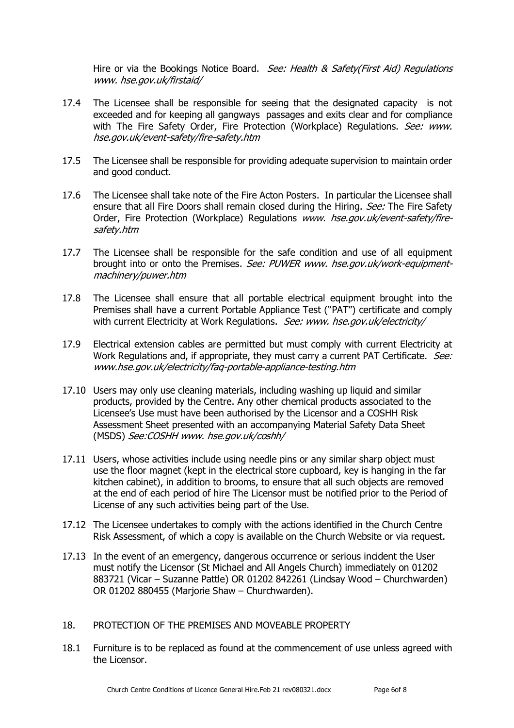Hire or via the Bookings Notice Board. *See: Health & Safety(First Aid) Regulations www. hse.gov.uk/firstaid/*

17.4 The Licensee shall be responsible for seeing that the designated capacity is not exceeded and for keeping all gangways passages and exits clear and for compliance with The Fire Safety Order, Fire Protection (Workplace) Regulations. *See: www. hse.gov.uk/event-safety/fire-safety.htm*

17.5 The Licensee shall be responsible for providing adequate supervision to maintain order and good conduct.

17.6 The Licensee shall take note of the Fire Acton Posters. In particular the Licensee shall ensure that all Fire Doors shall remain closed during the Hiring. *See:* The Fire Safety Order, Fire Protection (Workplace) Regulations *www. hse.gov.uk/event-safety/fire-safety.htm*

17.7 The Licensee shall be responsible for the safe condition and use of all equipment brought into or onto the Premises. *See: PUWER www. hse.gov.uk/work-equipment-machinery/puwer.htm*

17.8 The Licensee shall ensure that all portable electrical equipment brought into the Premises shall have a current Portable Appliance Test ("PAT") certificate and comply with current Electricity at Work Regulations. *See: www. hse.gov.uk/electricity/*

17.9 Electrical extension cables are permitted but must comply with current Electricity at Work Regulations and, if appropriate, they must carry a current PAT Certificate. *See: www.hse.gov.uk/electricity/faq-portable-appliance-testing.htm*

17.10 Users may only use cleaning materials, including washing up liquid and similar products, provided by the Centre. Any other chemical products associated to the Licensee's Use must have been authorised by the Licensor and a COSHH Risk Assessment Sheet presented with an accompanying Material Safety Data Sheet (MSDS) *See:COSHH www. hse.gov.uk/coshh/*

17.11 Users, whose activities include using needle pins or any similar sharp object must use the floor magnet (kept in the electrical store cupboard, key is hanging in the far kitchen cabinet), in addition to brooms, to ensure that all such objects are removed at the end of each period of hire The Licensor must be notified prior to the Period of License of any such activities being part of the Use.

17.12 The Licensee undertakes to comply with the actions identified in the Church Centre Risk Assessment, of which a copy is available on the Church Website or via request.

17.13 In the event of an emergency, dangerous occurrence or serious incident the User must notify the Licensor (St Michael and All Angels Church) immediately on 01202 883721 (Vicar – Suzanne Pattle) OR 01202 842261 (Lindsay Wood – Churchwarden) OR 01202 880455 (Marjorie Shaw – Churchwarden).

## 18. PROTECTION OF THE PREMISES AND MOVEABLE PROPERTY

18.1 Furniture is to be replaced as found at the commencement of use unless agreed with the Licensor.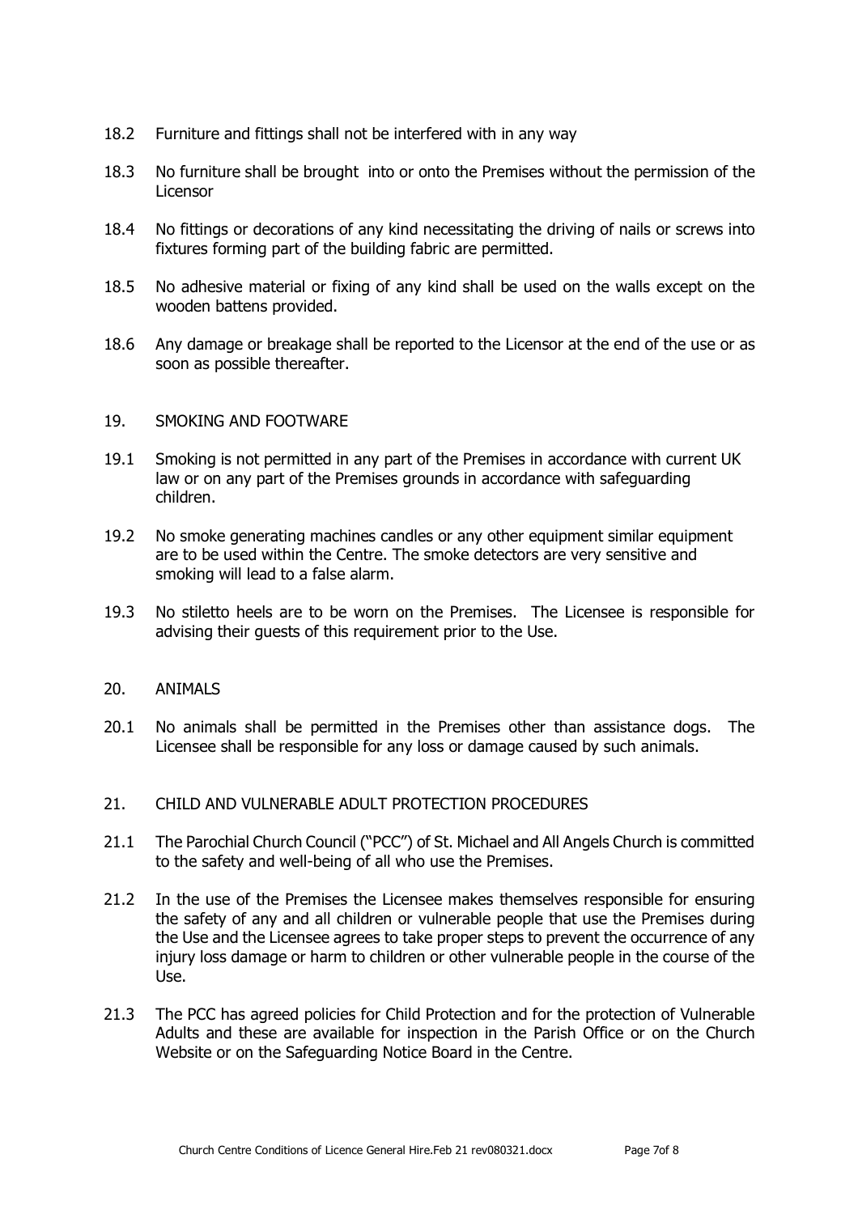18.2 Furniture and fittings shall not be interfered with in any way

18.3 No furniture shall be brought into or onto the Premises without the permission of the Licensor

18.4 No fittings or decorations of any kind necessitating the driving of nails or screws into fixtures forming part of the building fabric are permitted.

18.5 No adhesive material or fixing of any kind shall be used on the walls except on the wooden battens provided.

18.6 Any damage or breakage shall be reported to the Licensor at the end of the use or as soon as possible thereafter.

## 19. SMOKING AND FOOTWARE

19.1 Smoking is not permitted in any part of the Premises in accordance with current UK law or on any part of the Premises grounds in accordance with safeguarding children.

19.2 No smoke generating machines candles or any other equipment similar equipment are to be used within the Centre. The smoke detectors are very sensitive and smoking will lead to a false alarm.

19.3 No stiletto heels are to be worn on the Premises. The Licensee is responsible for advising their guests of this requirement prior to the Use.

## 20. ANIMALS

20.1 No animals shall be permitted in the Premises other than assistance dogs. The Licensee shall be responsible for any loss or damage caused by such animals.

## 21. CHILD AND VULNERABLE ADULT PROTECTION PROCEDURES

21.1 The Parochial Church Council ("PCC") of St. Michael and All Angels Church is committed to the safety and well-being of all who use the Premises.

21.2 In the use of the Premises the Licensee makes themselves responsible for ensuring the safety of any and all children or vulnerable people that use the Premises during the Use and the Licensee agrees to take proper steps to prevent the occurrence of any injury loss damage or harm to children or other vulnerable people in the course of the Use.

21.3 The PCC has agreed policies for Child Protection and for the protection of Vulnerable Adults and these are available for inspection in the Parish Office or on the Church Website or on the Safeguarding Notice Board in the Centre.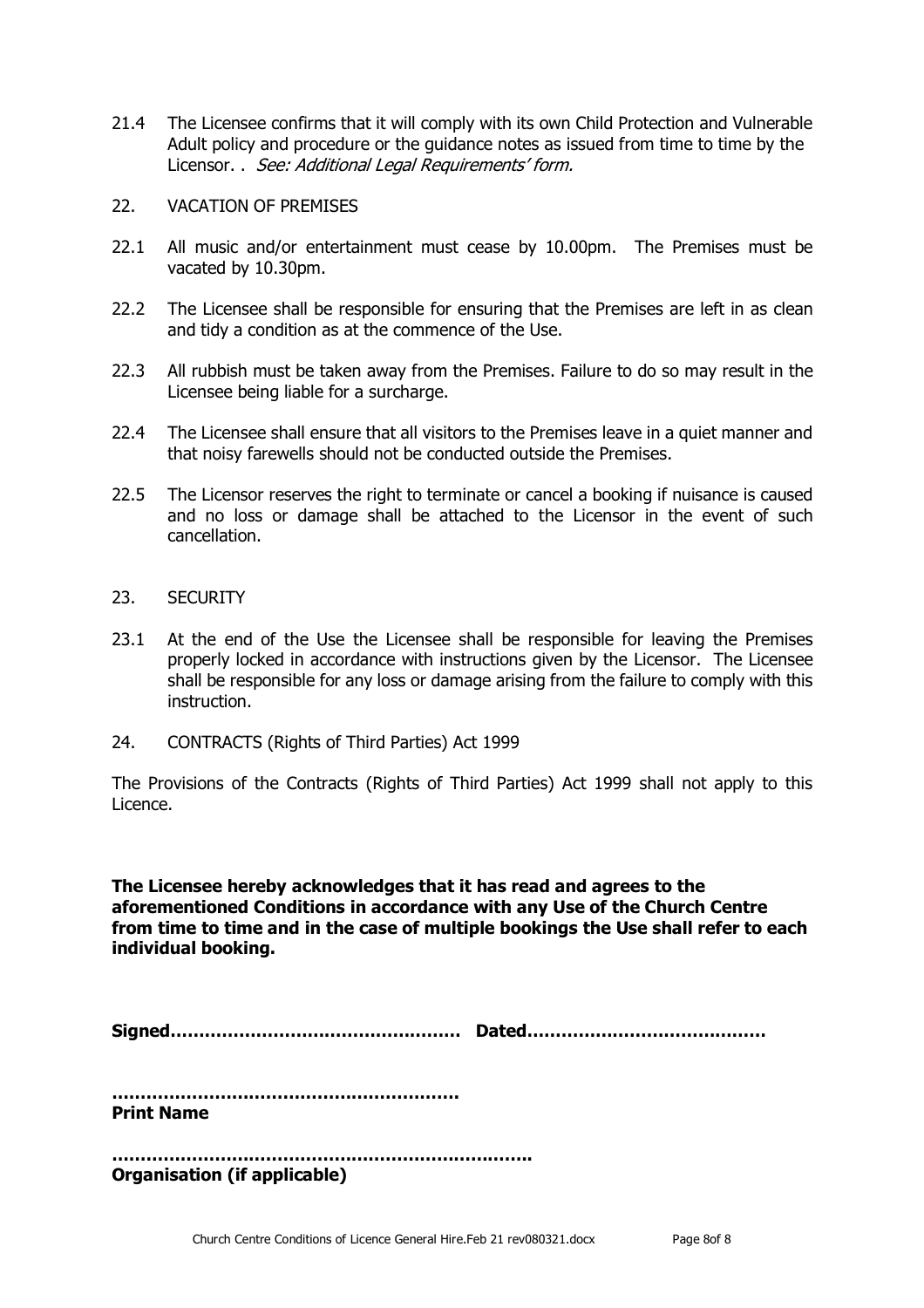21.4 The Licensee confirms that it will comply with its own Child Protection and Vulnerable Adult policy and procedure or the guidance notes as issued from time to time by the Licensor. . *See: Additional Legal Requirements' form.*

22. VACATION OF PREMISES

22.1 All music and/or entertainment must cease by 10.00pm. The Premises must be vacated by 10.30pm.

22.2 The Licensee shall be responsible for ensuring that the Premises are left in as clean and tidy a condition as at the commence of the Use.

22.3 All rubbish must be taken away from the Premises. Failure to do so may result in the Licensee being liable for a surcharge.

22.4 The Licensee shall ensure that all visitors to the Premises leave in a quiet manner and that noisy farewells should not be conducted outside the Premises.

22.5 The Licensor reserves the right to terminate or cancel a booking if nuisance is caused and no loss or damage shall be attached to the Licensor in the event of such cancellation.

23. SECURITY

23.1 At the end of the Use the Licensee shall be responsible for leaving the Premises properly locked in accordance with instructions given by the Licensor. The Licensee shall be responsible for any loss or damage arising from the failure to comply with this instruction.

24. CONTRACTS (Rights of Third Parties) Act 1999

The Provisions of the Contracts (Rights of Third Parties) Act 1999 shall not apply to this Licence.

**The Licensee hereby acknowledges that it has read and agrees to the aforementioned Conditions in accordance with any Use of the Church Centre from time to time and in the case of multiple bookings the Use shall refer to each individual booking.**

**Signed…………………………………………… Dated……………………………………**

**……………………………………………………**
**Print Name**

**……………………………………………………………….**
**Organisation (if applicable)**